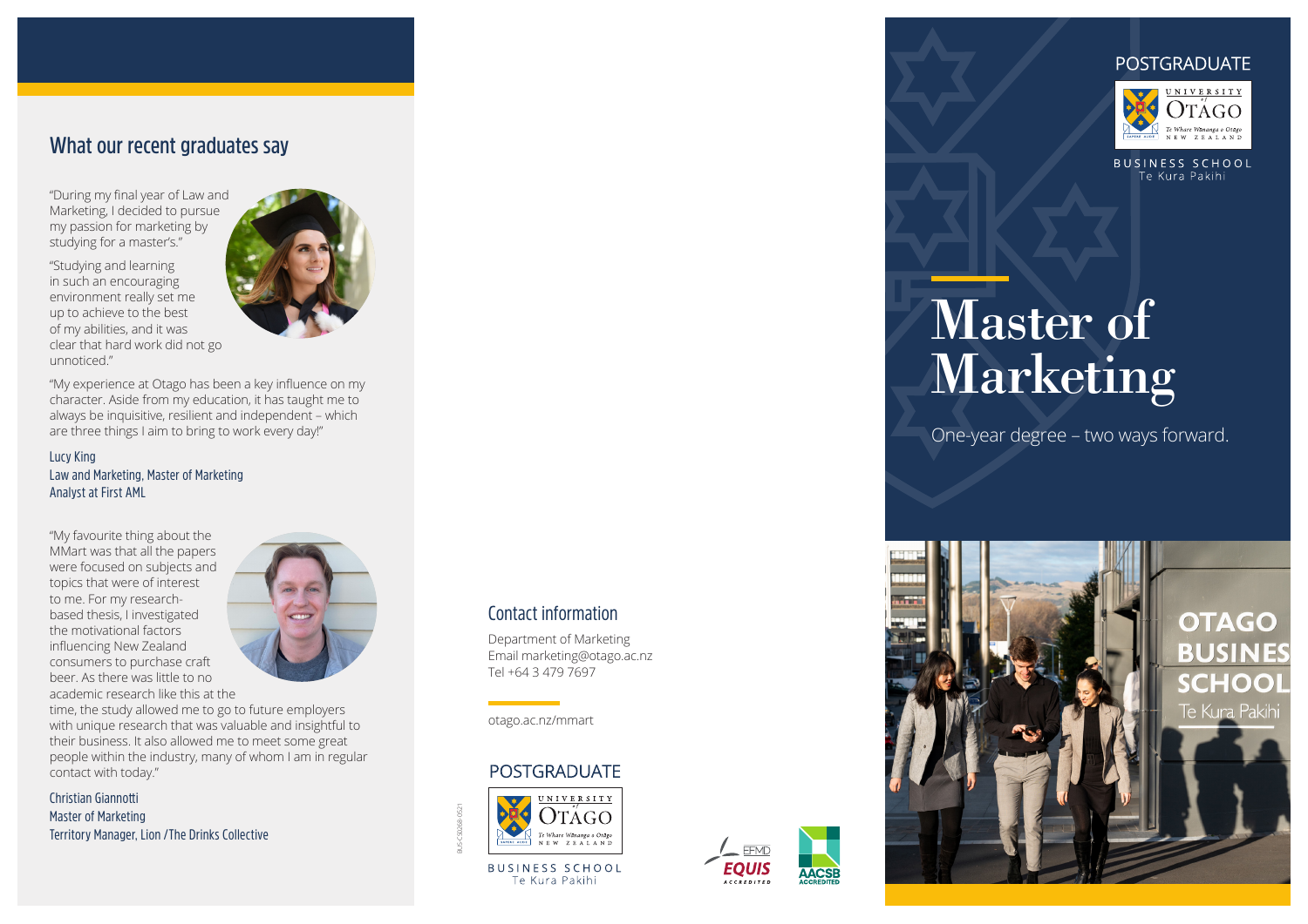## What our recent graduates say

"During my final year of Law and Marketing, I decided to pursue my passion for marketing by studying for a master's."

"Studying and learning in such an encouraging environment really set me up to achieve to the best of my abilities, and it was clear that hard work did not go unnoticed."

"My experience at Otago has been a key influence on my character. Aside from my education, it has taught me to always be inquisitive, resilient and independent – which are three things I aim to bring to work every day!"

Lucy King
Law and Marketing, Master of Marketing
Analyst at First AML

"My favourite thing about the MMart was that all the papers were focused on subjects and topics that were of interest to me. For my research-based thesis, I investigated the motivational factors influencing New Zealand consumers to purchase craft beer. As there was little to no academic research like this at the time, the study allowed me to go to future employers with unique research that was valuable and insightful to their business. It also allowed me to meet some great people within the industry, many of whom I am in regular contact with today."

Christian Giannotti
Master of Marketing
Territory Manager, Lion /The Drinks Collective

## Contact information

Department of Marketing
Email marketing@otago.ac.nz
Tel +64 3 479 7697

otago.ac.nz/mmart

POSTGRADUATE

UNIVERSITY of OTAGO
Te Whare Wānanga o Otāgo
NEW ZEALAND

BUSINESS SCHOOL
Te Kura Pakihi

BUS-CS0268-0521

EFMD EQUIS ACCREDITED

AACSB ACCREDITED

POSTGRADUATE

UNIVERSITY of OTAGO
Te Whare Wānanga o Otāgo
NEW ZEALAND

BUSINESS SCHOOL
Te Kura Pakihi

# Master of Marketing

One-year degree – two ways forward.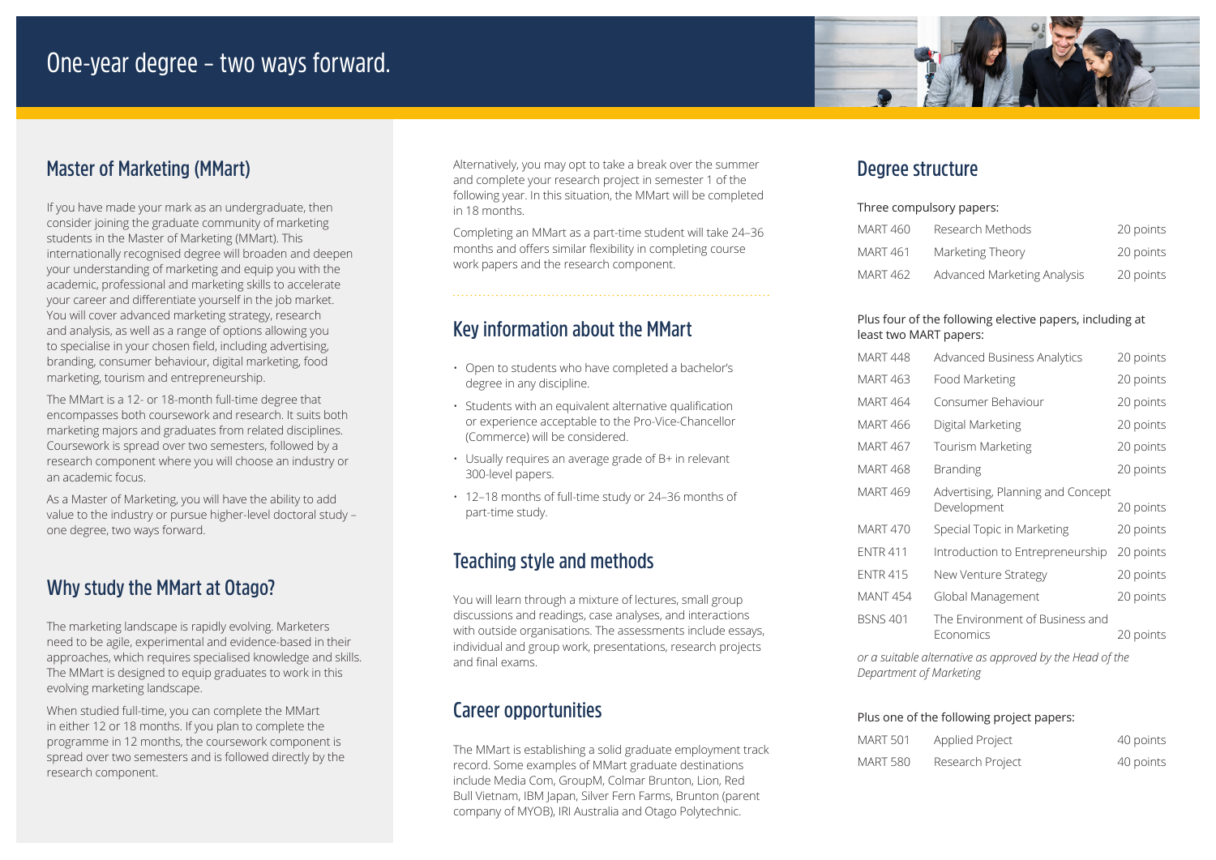# One-year degree – two ways forward.

## Master of Marketing (MMart)

If you have made your mark as an undergraduate, then consider joining the graduate community of marketing students in the Master of Marketing (MMart). This internationally recognised degree will broaden and deepen your understanding of marketing and equip you with the academic, professional and marketing skills to accelerate your career and differentiate yourself in the job market. You will cover advanced marketing strategy, research and analysis, as well as a range of options allowing you to specialise in your chosen field, including advertising, branding, consumer behaviour, digital marketing, food marketing, tourism and entrepreneurship.

The MMart is a 12- or 18-month full-time degree that encompasses both coursework and research. It suits both marketing majors and graduates from related disciplines. Coursework is spread over two semesters, followed by a research component where you will choose an industry or an academic focus.

As a Master of Marketing, you will have the ability to add value to the industry or pursue higher-level doctoral study – one degree, two ways forward.

## Why study the MMart at Otago?

The marketing landscape is rapidly evolving. Marketers need to be agile, experimental and evidence-based in their approaches, which requires specialised knowledge and skills. The MMart is designed to equip graduates to work in this evolving marketing landscape.

When studied full-time, you can complete the MMart in either 12 or 18 months. If you plan to complete the programme in 12 months, the coursework component is spread over two semesters and is followed directly by the research component.

Alternatively, you may opt to take a break over the summer and complete your research project in semester 1 of the following year. In this situation, the MMart will be completed in 18 months.

Completing an MMart as a part-time student will take 24–36 months and offers similar flexibility in completing course work papers and the research component.

## Key information about the MMart

- Open to students who have completed a bachelor's degree in any discipline.
- Students with an equivalent alternative qualification or experience acceptable to the Pro-Vice-Chancellor (Commerce) will be considered.
- Usually requires an average grade of B+ in relevant 300-level papers.
- 12–18 months of full-time study or 24–36 months of part-time study.

## Teaching style and methods

You will learn through a mixture of lectures, small group discussions and readings, case analyses, and interactions with outside organisations. The assessments include essays, individual and group work, presentations, research projects and final exams.

## Career opportunities

The MMart is establishing a solid graduate employment track record. Some examples of MMart graduate destinations include Media Com, GroupM, Colmar Brunton, Lion, Red Bull Vietnam, IBM Japan, Silver Fern Farms, Brunton (parent company of MYOB), IRI Australia and Otago Polytechnic.

## Degree structure

Three compulsory papers:

| | | |
|---|---|---|
| MART 460 | Research Methods | 20 points |
| MART 461 | Marketing Theory | 20 points |
| MART 462 | Advanced Marketing Analysis | 20 points |

Plus four of the following elective papers, including at least two MART papers:

| | | |
|---|---|---|
| MART 448 | Advanced Business Analytics | 20 points |
| MART 463 | Food Marketing | 20 points |
| MART 464 | Consumer Behaviour | 20 points |
| MART 466 | Digital Marketing | 20 points |
| MART 467 | Tourism Marketing | 20 points |
| MART 468 | Branding | 20 points |
| MART 469 | Advertising, Planning and Concept Development | 20 points |
| MART 470 | Special Topic in Marketing | 20 points |
| ENTR 411 | Introduction to Entrepreneurship | 20 points |
| ENTR 415 | New Venture Strategy | 20 points |
| MANT 454 | Global Management | 20 points |
| BSNS 401 | The Environment of Business and Economics | 20 points |

*or a suitable alternative as approved by the Head of the Department of Marketing*

Plus one of the following project papers:

| | | |
|---|---|---|
| MART 501 | Applied Project | 40 points |
| MART 580 | Research Project | 40 points |